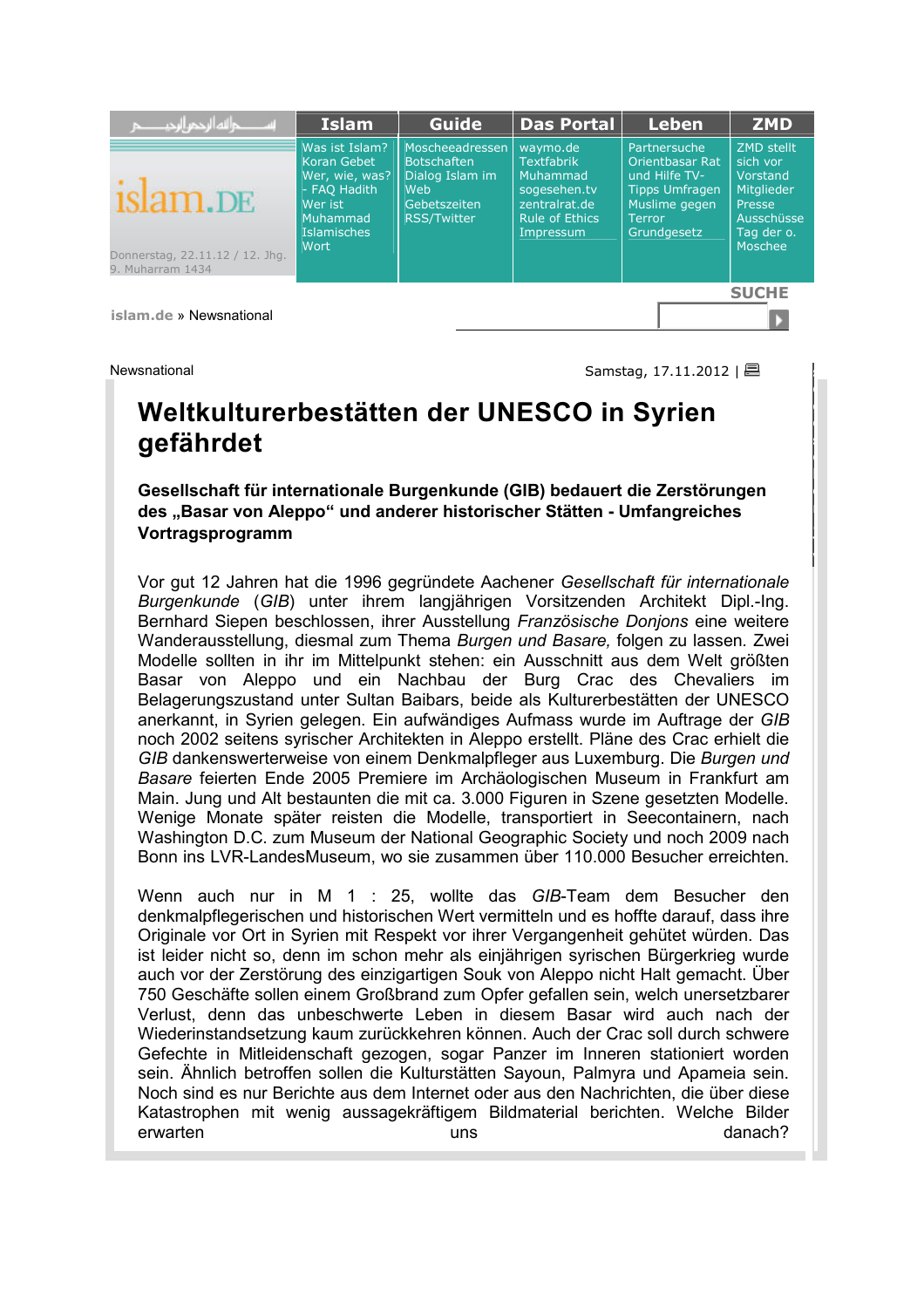islam.DE

Donnerstag, 22.11.12 / 12. Jhg. 9. Muharram 1434

| Islam | Guide | Das Portal | Leben | ZMD |
|---|---|---|---|---|
| Was ist Islam? Koran Gebet Wer, wie, was? - FAQ Hadith Wer ist Muhammad Islamisches Wort | Moscheeadressen Botschaften Dialog Islam im Web Gebetszeiten RSS/Twitter | waymo.de Textfabrik Muhammad sogesehen.tv zentralrat.de Rule of Ethics Impressum | Partnersuche Orientbasar Rat und Hilfe TV-Tipps Umfragen Muslime gegen Terror Grundgesetz | ZMD stellt sich vor Vorstand Mitglieder Presse Ausschüsse Tag der o. Moschee |

SUCHE

islam.de » Newsnational

Newsnational

Samstag, 17.11.2012 |

# Weltkulturerbestätten der UNESCO in Syrien gefährdet

**Gesellschaft für internationale Burgenkunde (GIB) bedauert die Zerstörungen des „Basar von Aleppo" und anderer historischer Stätten - Umfangreiches Vortragsprogramm**

Vor gut 12 Jahren hat die 1996 gegründete Aachener *Gesellschaft für internationale Burgenkunde* (*GIB*) unter ihrem langjährigen Vorsitzenden Architekt Dipl.-Ing. Bernhard Siepen beschlossen, ihrer Ausstellung *Französische Donjons* eine weitere Wanderausstellung, diesmal zum Thema *Burgen und Basare,* folgen zu lassen. Zwei Modelle sollten in ihr im Mittelpunkt stehen: ein Ausschnitt aus dem Welt größten Basar von Aleppo und ein Nachbau der Burg Crac des Chevaliers im Belagerungszustand unter Sultan Baibars, beide als Kulturerbestätten der UNESCO anerkannt, in Syrien gelegen. Ein aufwändiges Aufmass wurde im Auftrage der *GIB* noch 2002 seitens syrischer Architekten in Aleppo erstellt. Pläne des Crac erhielt die *GIB* dankenswerterweise von einem Denkmalpfleger aus Luxemburg. Die *Burgen und Basare* feierten Ende 2005 Premiere im Archäologischen Museum in Frankfurt am Main. Jung und Alt bestaunten die mit ca. 3.000 Figuren in Szene gesetzten Modelle. Wenige Monate später reisten die Modelle, transportiert in Seecontainern, nach Washington D.C. zum Museum der National Geographic Society und noch 2009 nach Bonn ins LVR-LandesMuseum, wo sie zusammen über 110.000 Besucher erreichten.

Wenn auch nur in M 1 : 25, wollte das *GIB*-Team dem Besucher den denkmalpflegerischen und historischen Wert vermitteln und es hoffte darauf, dass ihre Originale vor Ort in Syrien mit Respekt vor ihrer Vergangenheit gehütet würden. Das ist leider nicht so, denn im schon mehr als einjährigen syrischen Bürgerkrieg wurde auch vor der Zerstörung des einzigartigen Souk von Aleppo nicht Halt gemacht. Über 750 Geschäfte sollen einem Großbrand zum Opfer gefallen sein, welch unersetzbarer Verlust, denn das unbeschwerte Leben in diesem Basar wird auch nach der Wiederinstandsetzung kaum zurückkehren können. Auch der Crac soll durch schwere Gefechte in Mitleidenschaft gezogen, sogar Panzer im Inneren stationiert worden sein. Ähnlich betroffen sollen die Kulturstätten Sayoun, Palmyra und Apameia sein. Noch sind es nur Berichte aus dem Internet oder aus den Nachrichten, die über diese Katastrophen mit wenig aussagekräftigem Bildmaterial berichten. Welche Bilder erwarten uns danach?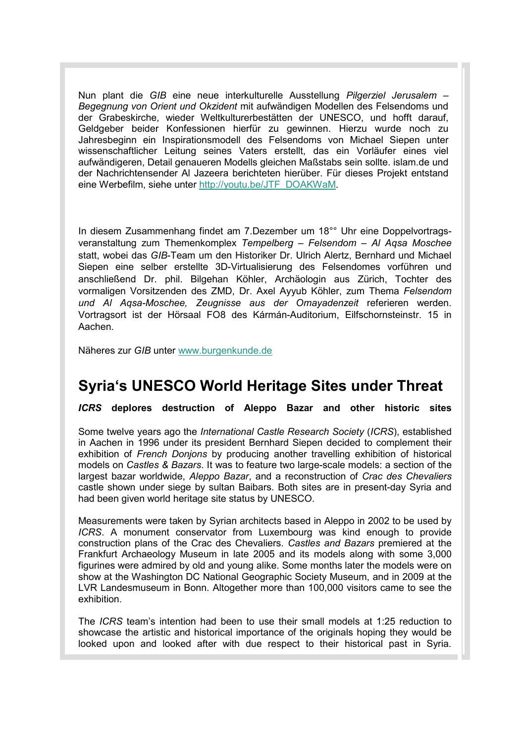Nun plant die *GIB* eine neue interkulturelle Ausstellung *Pilgerziel Jerusalem – Begegnung von Orient und Okzident* mit aufwändigen Modellen des Felsendoms und der Grabeskirche, wieder Weltkulturerbestätten der UNESCO, und hofft darauf, Geldgeber beider Konfessionen hierfür zu gewinnen. Hierzu wurde noch zu Jahresbeginn ein Inspirationsmodell des Felsendoms von Michael Siepen unter wissenschaftlicher Leitung seines Vaters erstellt, das ein Vorläufer eines viel aufwändigeren, Detail genaueren Modells gleichen Maßstabs sein sollte. islam.de und der Nachrichtensender Al Jazeera berichteten hierüber. Für dieses Projekt entstand eine Werbefilm, siehe unter [http://youtu.be/JTF_DOAKWaM](http://youtu.be/JTF_DOAKWaM).

In diesem Zusammenhang findet am 7.Dezember um 18°° Uhr eine Doppelvortrags-veranstaltung zum Themenkomplex *Tempelberg – Felsendom – Al Aqsa Moschee* statt, wobei das *GIB*-Team um den Historiker Dr. Ulrich Alertz, Bernhard und Michael Siepen eine selber erstellte 3D-Virtualisierung des Felsendomes vorführen und anschließend Dr. phil. Bilgehan Köhler, Archäologin aus Zürich, Tochter des vormaligen Vorsitzenden des ZMD, Dr. Axel Ayyub Köhler, zum Thema *Felsendom und Al Aqsa-Moschee, Zeugnisse aus der Omayadenzeit* referieren werden. Vortragsort ist der Hörsaal FO8 des Kármán-Auditorium, Eilfschornsteinstr. 15 in Aachen.

Näheres zur *GIB* unter [www.burgenkunde.de](www.burgenkunde.de)

## Syria‘s UNESCO World Heritage Sites under Threat

***ICRS* deplores destruction of Aleppo Bazar and other historic sites**

Some twelve years ago the *International Castle Research Society* (*ICRS*), established in Aachen in 1996 under its president Bernhard Siepen decided to complement their exhibition of *French Donjons* by producing another travelling exhibition of historical models on *Castles & Bazars*. It was to feature two large-scale models: a section of the largest bazar worldwide, *Aleppo Bazar*, and a reconstruction of *Crac des Chevaliers* castle shown under siege by sultan Baibars. Both sites are in present-day Syria and had been given world heritage site status by UNESCO.

Measurements were taken by Syrian architects based in Aleppo in 2002 to be used by *ICRS*. A monument conservator from Luxembourg was kind enough to provide construction plans of the Crac des Chevaliers. *Castles and Bazars* premiered at the Frankfurt Archaeology Museum in late 2005 and its models along with some 3,000 figurines were admired by old and young alike. Some months later the models were on show at the Washington DC National Geographic Society Museum, and in 2009 at the LVR Landesmuseum in Bonn. Altogether more than 100,000 visitors came to see the exhibition.

The *ICRS* team's intention had been to use their small models at 1:25 reduction to showcase the artistic and historical importance of the originals hoping they would be looked upon and looked after with due respect to their historical past in Syria.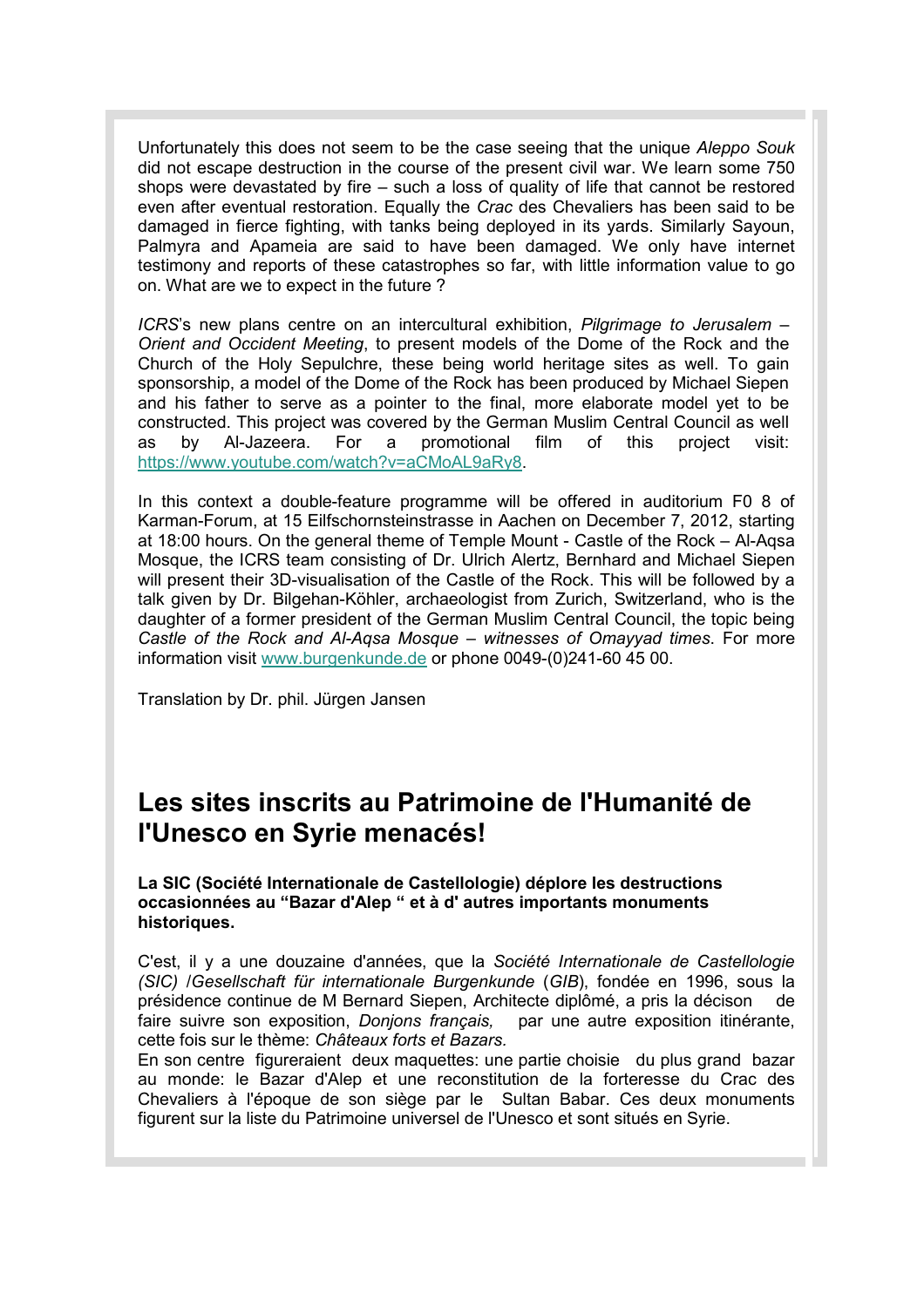Unfortunately this does not seem to be the case seeing that the unique *Aleppo Souk* did not escape destruction in the course of the present civil war. We learn some 750 shops were devastated by fire – such a loss of quality of life that cannot be restored even after eventual restoration. Equally the *Crac* des Chevaliers has been said to be damaged in fierce fighting, with tanks being deployed in its yards. Similarly Sayoun, Palmyra and Apameia are said to have been damaged. We only have internet testimony and reports of these catastrophes so far, with little information value to go on. What are we to expect in the future ?

*ICRS*'s new plans centre on an intercultural exhibition, *Pilgrimage to Jerusalem – Orient and Occident Meeting*, to present models of the Dome of the Rock and the Church of the Holy Sepulchre, these being world heritage sites as well. To gain sponsorship, a model of the Dome of the Rock has been produced by Michael Siepen and his father to serve as a pointer to the final, more elaborate model yet to be constructed. This project was covered by the German Muslim Central Council as well as by Al-Jazeera. For a promotional film of this project visit: https://www.youtube.com/watch?v=aCMoAL9aRy8.

In this context a double-feature programme will be offered in auditorium F0 8 of Karman-Forum, at 15 Eilfschornsteinstrasse in Aachen on December 7, 2012, starting at 18:00 hours. On the general theme of Temple Mount - Castle of the Rock – Al-Aqsa Mosque, the ICRS team consisting of Dr. Ulrich Alertz, Bernhard and Michael Siepen will present their 3D-visualisation of the Castle of the Rock. This will be followed by a talk given by Dr. Bilgehan-Köhler, archaeologist from Zurich, Switzerland, who is the daughter of a former president of the German Muslim Central Council, the topic being *Castle of the Rock and Al-Aqsa Mosque – witnesses of Omayyad times*. For more information visit www.burgenkunde.de or phone 0049-(0)241-60 45 00.

Translation by Dr. phil. Jürgen Jansen

## Les sites inscrits au Patrimoine de l'Humanité de l'Unesco en Syrie menacés!

**La SIC (Société Internationale de Castellologie) déplore les destructions occasionnées au "Bazar d'Alep " et à d' autres importants monuments historiques.**

C'est, il y a une douzaine d'années, que la *Société Internationale de Castellologie (SIC)* /*Gesellschaft für internationale Burgenkunde* (*GIB*), fondée en 1996, sous la présidence continue de M Bernard Siepen, Architecte diplômé, a pris la décison de faire suivre son exposition, *Donjons français,* par une autre exposition itinérante, cette fois sur le thème: *Châteaux forts et Bazars.*
En son centre figureraient deux maquettes: une partie choisie du plus grand bazar au monde: le Bazar d'Alep et une reconstitution de la forteresse du Crac des Chevaliers à l'époque de son siège par le Sultan Babar. Ces deux monuments figurent sur la liste du Patrimoine universel de l'Unesco et sont situés en Syrie.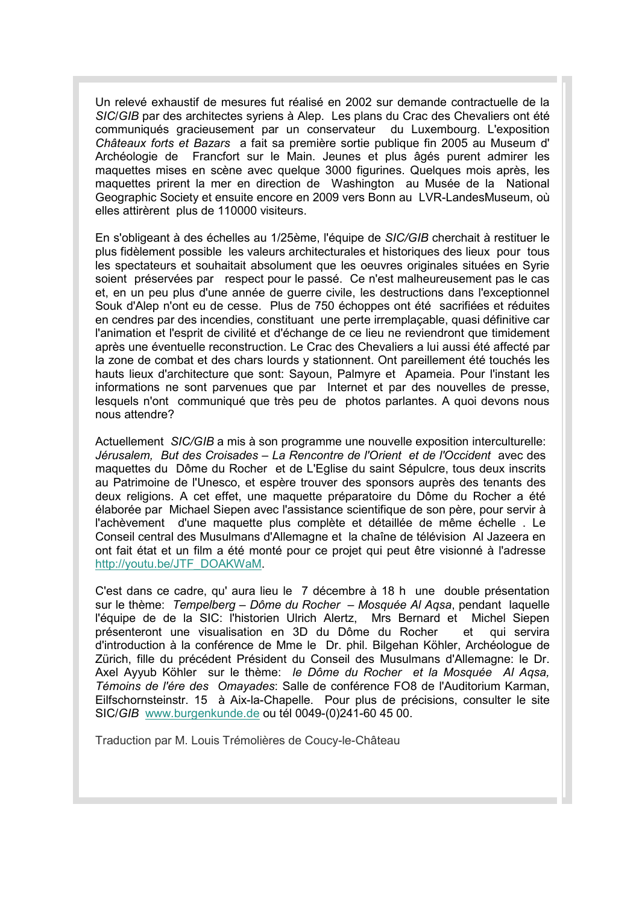Un relevé exhaustif de mesures fut réalisé en 2002 sur demande contractuelle de la *SIC/GIB* par des architectes syriens à Alep. Les plans du Crac des Chevaliers ont été communiqués gracieusement par un conservateur du Luxembourg. L'exposition *Châteaux forts et Bazars* a fait sa première sortie publique fin 2005 au Museum d' Archéologie de Francfort sur le Main. Jeunes et plus âgés purent admirer les maquettes mises en scène avec quelque 3000 figurines. Quelques mois après, les maquettes prirent la mer en direction de Washington au Musée de la National Geographic Society et ensuite encore en 2009 vers Bonn au LVR-LandesMuseum, où elles attirèrent plus de 110000 visiteurs.

En s'obligeant à des échelles au 1/25ème, l'équipe de *SIC/GIB* cherchait à restituer le plus fidèlement possible les valeurs architecturales et historiques des lieux pour tous les spectateurs et souhaitait absolument que les oeuvres originales situées en Syrie soient préservées par respect pour le passé. Ce n'est malheureusement pas le cas et, en un peu plus d'une année de guerre civile, les destructions dans l'exceptionnel Souk d'Alep n'ont eu de cesse. Plus de 750 échoppes ont été sacrifiées et réduites en cendres par des incendies, constituant une perte irremplaçable, quasi définitive car l'animation et l'esprit de civilité et d'échange de ce lieu ne reviendront que timidement après une éventuelle reconstruction. Le Crac des Chevaliers a lui aussi été affecté par la zone de combat et des chars lourds y stationnent. Ont pareillement été touchés les hauts lieux d'architecture que sont: Sayoun, Palmyre et Apameia. Pour l'instant les informations ne sont parvenues que par Internet et par des nouvelles de presse, lesquels n'ont communiqué que très peu de photos parlantes. A quoi devons nous nous attendre?

Actuellement *SIC/GIB* a mis à son programme une nouvelle exposition interculturelle: *Jérusalem, But des Croisades – La Rencontre de l'Orient et de l'Occident* avec des maquettes du Dôme du Rocher et de L'Eglise du saint Sépulcre, tous deux inscrits au Patrimoine de l'Unesco, et espère trouver des sponsors auprès des tenants des deux religions. A cet effet, une maquette préparatoire du Dôme du Rocher a été élaborée par Michael Siepen avec l'assistance scientifique de son père, pour servir à l'achèvement d'une maquette plus complète et détaillée de même échelle . Le Conseil central des Musulmans d'Allemagne et la chaîne de télévision Al Jazeera en ont fait état et un film a été monté pour ce projet qui peut être visionné à l'adresse http://youtu.be/JTF_DOAKWaM.

C'est dans ce cadre, qu' aura lieu le 7 décembre à 18 h une double présentation sur le thème: *Tempelberg – Dôme du Rocher – Mosquée Al Aqsa*, pendant laquelle l'équipe de de la SIC: l'historien Ulrich Alertz, Mrs Bernard et Michel Siepen présenteront une visualisation en 3D du Dôme du Rocher et qui servira d'introduction à la conférence de Mme le Dr. phil. Bilgehan Köhler, Archéologue de Zürich, fille du précédent Président du Conseil des Musulmans d'Allemagne: le Dr. Axel Ayyub Köhler sur le thème: *le Dôme du Rocher et la Mosquée Al Aqsa, Témoins de l'ére des Omayades*: Salle de conférence FO8 de l'Auditorium Karman, Eilfschornsteinstr. 15 à Aix-la-Chapelle. Pour plus de précisions, consulter le site SIC/*GIB* www.burgenkunde.de ou tél 0049-(0)241-60 45 00.

Traduction par M. Louis Trémolières de Coucy-le-Château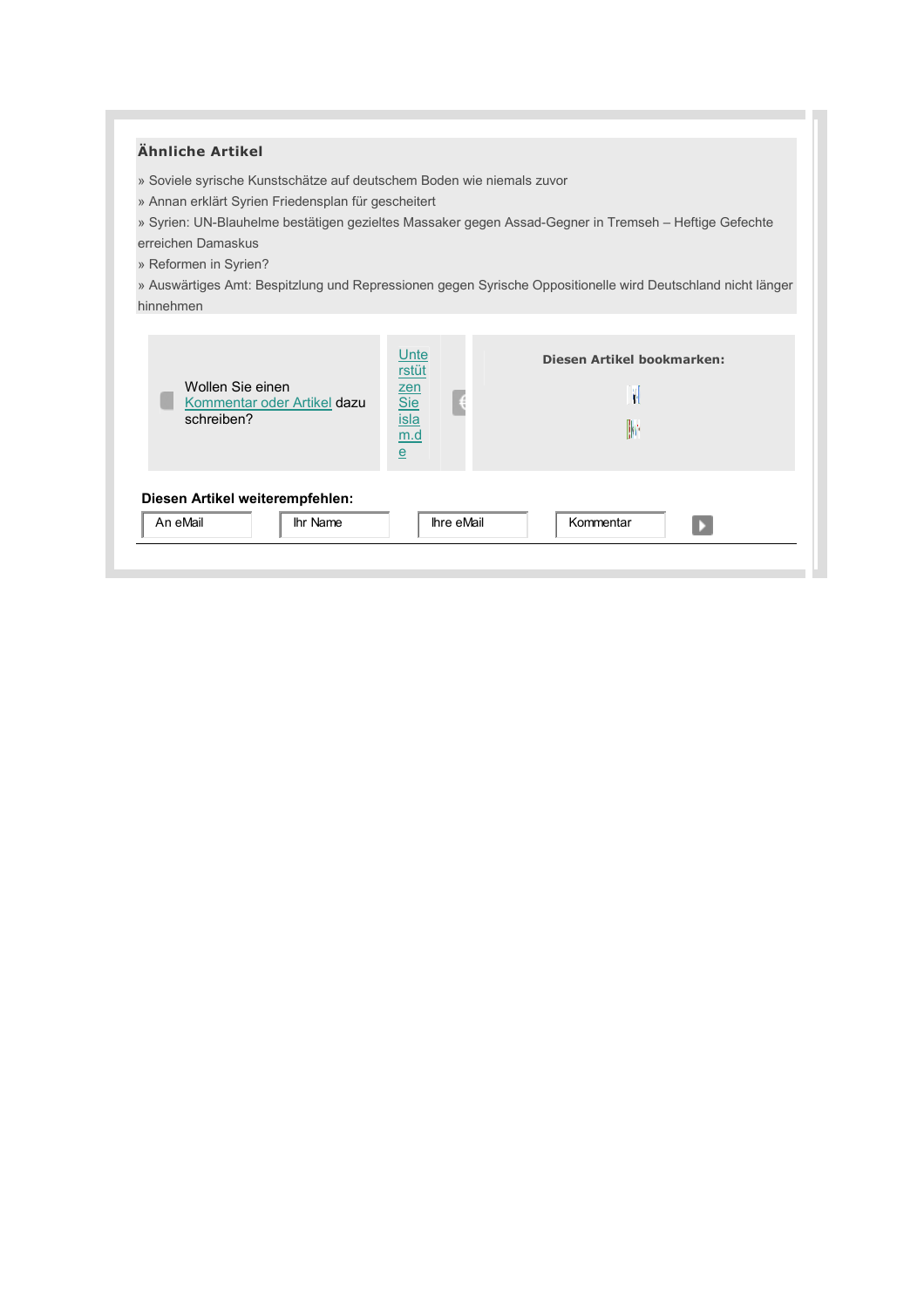### Ähnliche Artikel

» Soviele syrische Kunstschätze auf deutschem Boden wie niemals zuvor
» Annan erklärt Syrien Friedensplan für gescheitert
» Syrien: UN-Blauhelme bestätigen gezieltes Massaker gegen Assad-Gegner in Tremseh – Heftige Gefechte erreichen Damaskus
» Reformen in Syrien?
» Auswärtiges Amt: Bespitzlung und Repressionen gegen Syrische Oppositionelle wird Deutschland nicht länger hinnehmen

Wollen Sie einen Kommentar oder Artikel dazu schreiben?

Unterstützen Sie islam.de

**Diesen Artikel bookmarken:**

**Diesen Artikel weiterempfehlen:**

An eMail | Ihr Name | Ihre eMail | Kommentar